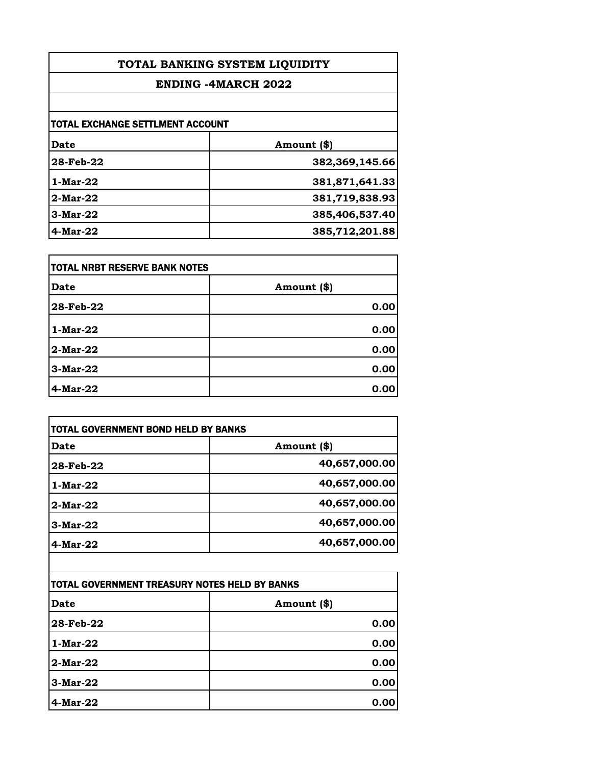# TOTAL BANKING SYSTEM LIQUIDITY

## ENDING -4MARCH 2022

### TOTAL EXCHANGE SETTLMENT ACCOUNT

| Date | Amount ($) |
|---|---:|
| 28-Feb-22 | 382,369,145.66 |
| 1-Mar-22 | 381,871,641.33 |
| 2-Mar-22 | 381,719,838.93 |
| 3-Mar-22 | 385,406,537.40 |
| 4-Mar-22 | 385,712,201.88 |

### TOTAL NRBT RESERVE BANK NOTES

| Date | Amount ($) |
|---|---:|
| 28-Feb-22 | 0.00 |
| 1-Mar-22 | 0.00 |
| 2-Mar-22 | 0.00 |
| 3-Mar-22 | 0.00 |
| 4-Mar-22 | 0.00 |

### TOTAL GOVERNMENT BOND HELD BY BANKS

| Date | Amount ($) |
|---|---:|
| 28-Feb-22 | 40,657,000.00 |
| 1-Mar-22 | 40,657,000.00 |
| 2-Mar-22 | 40,657,000.00 |
| 3-Mar-22 | 40,657,000.00 |
| 4-Mar-22 | 40,657,000.00 |

### TOTAL GOVERNMENT TREASURY NOTES HELD BY BANKS

| Date | Amount ($) |
|---|---:|
| 28-Feb-22 | 0.00 |
| 1-Mar-22 | 0.00 |
| 2-Mar-22 | 0.00 |
| 3-Mar-22 | 0.00 |
| 4-Mar-22 | 0.00 |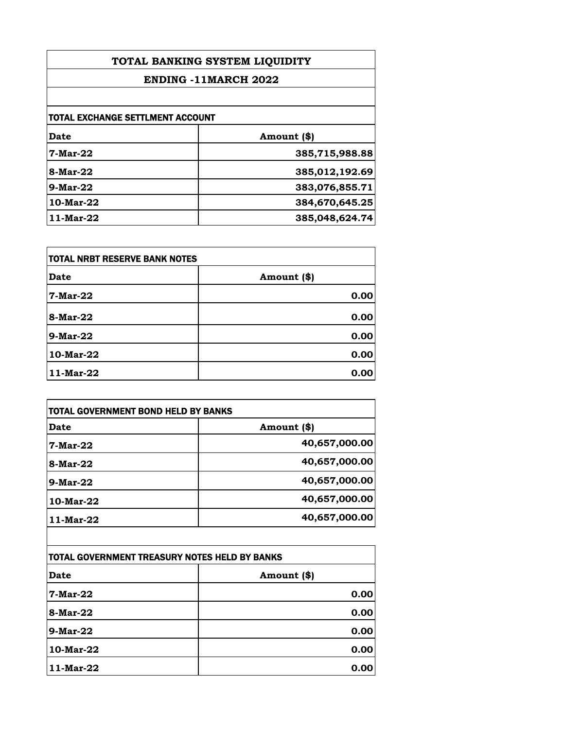# TOTAL BANKING SYSTEM LIQUIDITY

## ENDING -11MARCH 2022

### TOTAL EXCHANGE SETTLMENT ACCOUNT

| Date | Amount ($) |
|---|---|
| 7-Mar-22 | 385,715,988.88 |
| 8-Mar-22 | 385,012,192.69 |
| 9-Mar-22 | 383,076,855.71 |
| 10-Mar-22 | 384,670,645.25 |
| 11-Mar-22 | 385,048,624.74 |

### TOTAL NRBT RESERVE BANK NOTES

| Date | Amount ($) |
|---|---|
| 7-Mar-22 | 0.00 |
| 8-Mar-22 | 0.00 |
| 9-Mar-22 | 0.00 |
| 10-Mar-22 | 0.00 |
| 11-Mar-22 | 0.00 |

### TOTAL GOVERNMENT BOND HELD BY BANKS

| Date | Amount ($) |
|---|---|
| 7-Mar-22 | 40,657,000.00 |
| 8-Mar-22 | 40,657,000.00 |
| 9-Mar-22 | 40,657,000.00 |
| 10-Mar-22 | 40,657,000.00 |
| 11-Mar-22 | 40,657,000.00 |

### TOTAL GOVERNMENT TREASURY NOTES HELD BY BANKS

| Date | Amount ($) |
|---|---|
| 7-Mar-22 | 0.00 |
| 8-Mar-22 | 0.00 |
| 9-Mar-22 | 0.00 |
| 10-Mar-22 | 0.00 |
| 11-Mar-22 | 0.00 |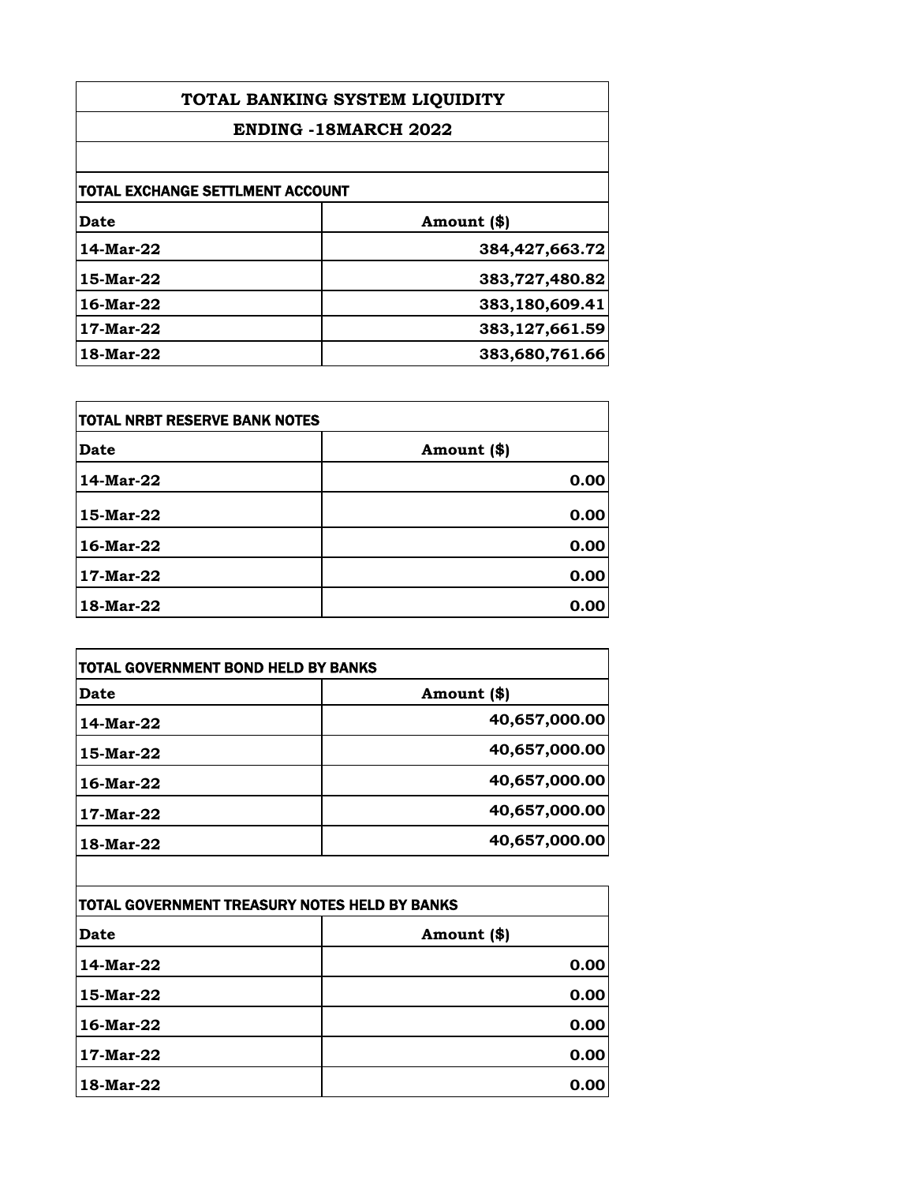# TOTAL BANKING SYSTEM LIQUIDITY

## ENDING -18MARCH 2022

**TOTAL EXCHANGE SETTLMENT ACCOUNT**

| Date | Amount ($) |
|---|---|
| 14-Mar-22 | 384,427,663.72 |
| 15-Mar-22 | 383,727,480.82 |
| 16-Mar-22 | 383,180,609.41 |
| 17-Mar-22 | 383,127,661.59 |
| 18-Mar-22 | 383,680,761.66 |

**TOTAL NRBT RESERVE BANK NOTES**

| Date | Amount ($) |
|---|---|
| 14-Mar-22 | 0.00 |
| 15-Mar-22 | 0.00 |
| 16-Mar-22 | 0.00 |
| 17-Mar-22 | 0.00 |
| 18-Mar-22 | 0.00 |

**TOTAL GOVERNMENT BOND HELD BY BANKS**

| Date | Amount ($) |
|---|---|
| 14-Mar-22 | 40,657,000.00 |
| 15-Mar-22 | 40,657,000.00 |
| 16-Mar-22 | 40,657,000.00 |
| 17-Mar-22 | 40,657,000.00 |
| 18-Mar-22 | 40,657,000.00 |

**TOTAL GOVERNMENT TREASURY NOTES HELD BY BANKS**

| Date | Amount ($) |
|---|---|
| 14-Mar-22 | 0.00 |
| 15-Mar-22 | 0.00 |
| 16-Mar-22 | 0.00 |
| 17-Mar-22 | 0.00 |
| 18-Mar-22 | 0.00 |